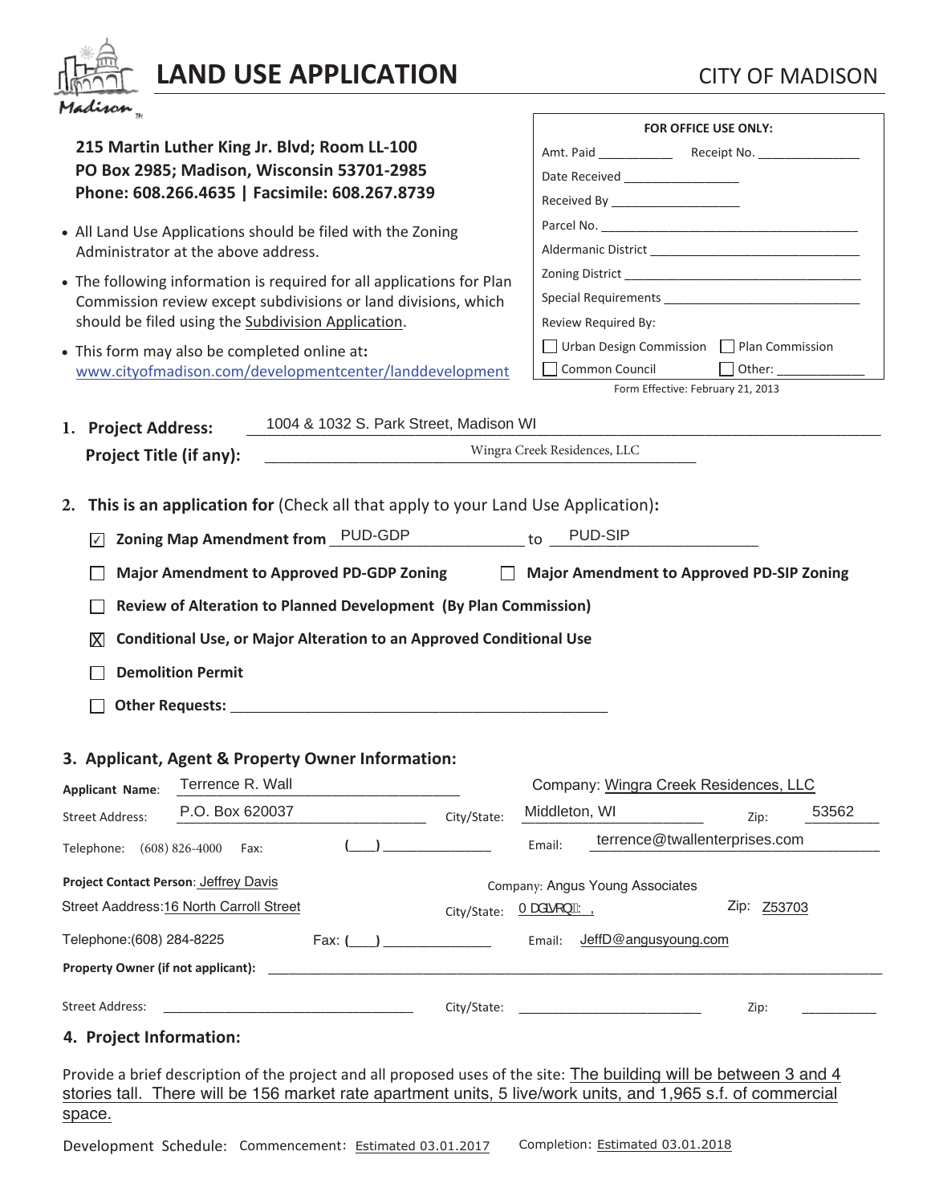# LAND USE APPLICATION

CITY OF MADISON

**215 Martin Luther King Jr. Blvd; Room LL-100**
**PO Box 2985; Madison, Wisconsin 53701-2985**
**Phone: 608.266.4635 | Facsimile: 608.267.8739**

- All Land Use Applications should be filed with the Zoning Administrator at the above address.
- The following information is required for all applications for Plan Commission review except subdivisions or land divisions, which should be filed using the Subdivision Application.
- This form may also be completed online at: www.cityofmadison.com/developmentcenter/landdevelopment

**FOR OFFICE USE ONLY:**

Amt. Paid __________ Receipt No. ______________

Date Received ________________

Received By _________________

Parcel No. ___________________________________

Aldermanic District ____________________________

Zoning District ________________________________

Special Requirements __________________________

Review Required By:

☐ Urban Design Commission ☐ Plan Commission

☐ Common Council ☐ Other: ____________

Form Effective: February 21, 2013

**1. Project Address:** 1004 & 1032 S. Park Street, Madison WI

**Project Title (if any):** Wingra Creek Residences, LLC

**2. This is an application for** (Check all that apply to your Land Use Application)**:**

☑ **Zoning Map Amendment from** PUD-GDP to PUD-SIP

☐ **Major Amendment to Approved PD-GDP Zoning** ☐ **Major Amendment to Approved PD-SIP Zoning**

☐ **Review of Alteration to Planned Development (By Plan Commission)**

☒ **Conditional Use, or Major Alteration to an Approved Conditional Use**

☐ **Demolition Permit**

☐ **Other Requests:** ____________________________________________

**3. Applicant, Agent & Property Owner Information:**

**Applicant Name**: Terrence R. Wall — Company: Wingra Creek Residences, LLC

Street Address: P.O. Box 620037 — City/State: Middleton, WI — Zip: 53562

Telephone: (608) 826-4000 — Fax: (___) ______________ — Email: terrence@twallenterprises.com

**Project Contact Person**: Jeffrey Davis — Company: Angus Young Associates

Street Aaddress: 16 North Carroll Street — City/State: Madison, WI — Zip: Z53703

Telephone: (608) 284-8225 — Fax: (___) ______________ — Email: JeffD@angusyoung.com

**Property Owner (if not applicant):** ____________________________________________

Street Address: ______________________ City/State: ______________________ Zip: __________

**4. Project Information:**

Provide a brief description of the project and all proposed uses of the site: The building will be between 3 and 4 stories tall. There will be 156 market rate apartment units, 5 live/work units, and 1,965 s.f. of commercial space.

Development Schedule: Commencement: Estimated 03.01.2017 — Completion: Estimated 03.01.2018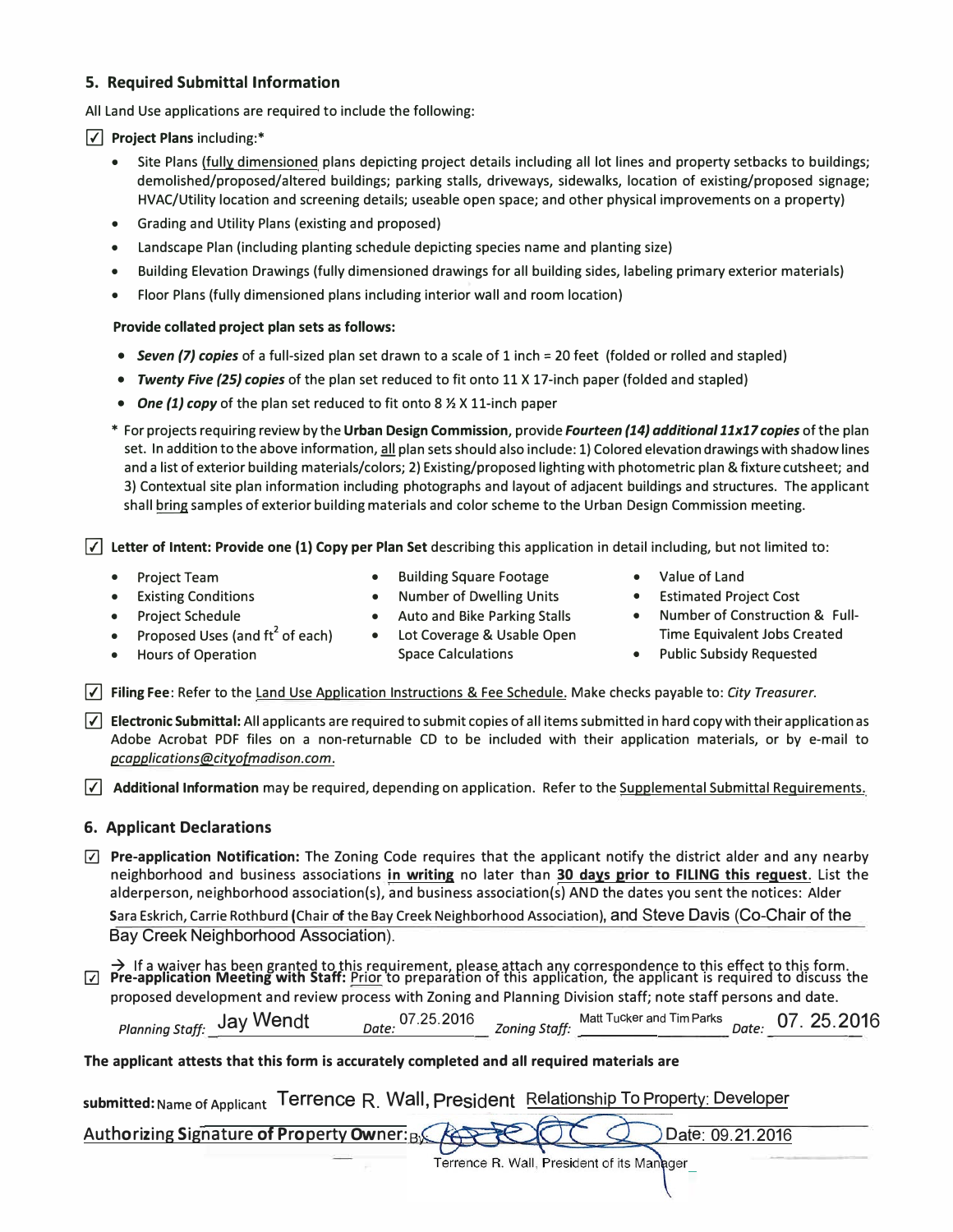## 5. Required Submittal Information

All Land Use applications are required to include the following:

☑ **Project Plans** including:*

- Site Plans (fully dimensioned plans depicting project details including all lot lines and property setbacks to buildings; demolished/proposed/altered buildings; parking stalls, driveways, sidewalks, location of existing/proposed signage; HVAC/Utility location and screening details; useable open space; and other physical improvements on a property)
- Grading and Utility Plans (existing and proposed)
- Landscape Plan (including planting schedule depicting species name and planting size)
- Building Elevation Drawings (fully dimensioned drawings for all building sides, labeling primary exterior materials)
- Floor Plans (fully dimensioned plans including interior wall and room location)

**Provide collated project plan sets as follows:**

- ***Seven (7) copies*** of a full-sized plan set drawn to a scale of 1 inch = 20 feet (folded or rolled and stapled)
- ***Twenty Five (25) copies*** of the plan set reduced to fit onto 11 X 17-inch paper (folded and stapled)
- ***One (1) copy*** of the plan set reduced to fit onto 8 ½ X 11-inch paper

\* For projects requiring review by the **Urban Design Commission**, provide ***Fourteen (14) additional 11x17 copies*** of the plan set. In addition to the above information, all plan sets should also include: 1) Colored elevation drawings with shadow lines and a list of exterior building materials/colors; 2) Existing/proposed lighting with photometric plan & fixture cutsheet; and 3) Contextual site plan information including photographs and layout of adjacent buildings and structures. The applicant shall bring samples of exterior building materials and color scheme to the Urban Design Commission meeting.

☑ **Letter of Intent: Provide one (1) Copy per Plan Set** describing this application in detail including, but not limited to:

- Project Team
- Existing Conditions
- Project Schedule
- Proposed Uses (and ft$^2$ of each)
- Hours of Operation
- Building Square Footage
- Number of Dwelling Units
- Auto and Bike Parking Stalls
- Lot Coverage & Usable Open Space Calculations
- Value of Land
- Estimated Project Cost
- Number of Construction & Full-Time Equivalent Jobs Created
- Public Subsidy Requested

☑ **Filing Fee**: Refer to the Land Use Application Instructions & Fee Schedule. Make checks payable to: *City Treasurer.*

☑ **Electronic Submittal:** All applicants are required to submit copies of all items submitted in hard copy with their application as Adobe Acrobat PDF files on a non-returnable CD to be included with their application materials, or by e-mail to *pcapplications@cityofmadison.com.*

☑ **Additional Information** may be required, depending on application. Refer to the Supplemental Submittal Requirements.

## 6. Applicant Declarations

☑ **Pre-application Notification:** The Zoning Code requires that the applicant notify the district alder and any nearby neighborhood and business associations **in writing** no later than **30 days prior to FILING this request**. List the alderperson, neighborhood association(s), and business association(s) AND the dates you sent the notices: Alder Sara Eskrich, Carrie Rothburd (Chair of the Bay Creek Neighborhood Association), and Steve Davis (Co-Chair of the Bay Creek Neighborhood Association).

→ If a waiver has been granted to this requirement, please attach any correspondence to this effect to this form.

☑ **Pre-application Meeting with Staff:** Prior to preparation of this application, the applicant is required to discuss the proposed development and review process with Zoning and Planning Division staff; note staff persons and date.

*Planning Staff:* Jay Wendt *Date:* 07.25.2016 *Zoning Staff:* Matt Tucker and Tim Parks *Date:* 07. 25.2016

**The applicant attests that this form is accurately completed and all required materials are submitted:** Name of Applicant Terrence R. Wall, President Relationship To Property: Developer

**Authorizing Signature of Property Owner:** By: [signature] Date: 09.21.2016

Terrence R. Wall, President of its Manager